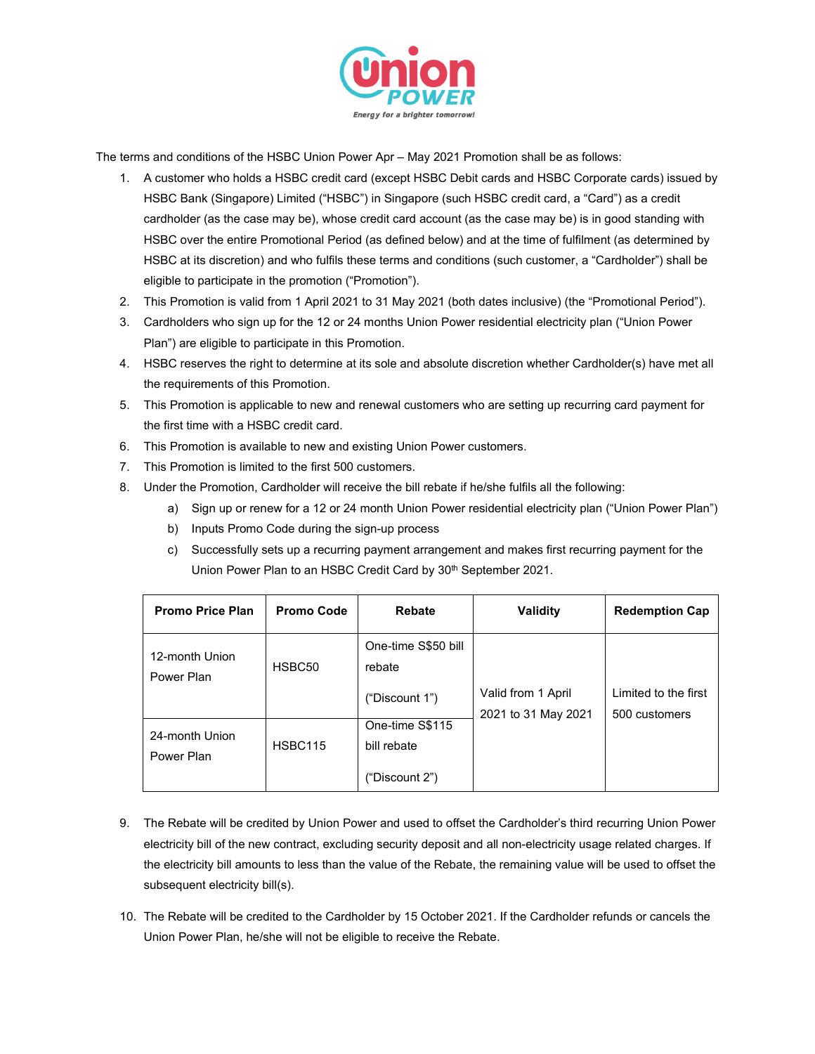The terms and conditions of the HSBC Union Power Apr – May 2021 Promotion shall be as follows:

1. A customer who holds a HSBC credit card (except HSBC Debit cards and HSBC Corporate cards) issued by HSBC Bank (Singapore) Limited ("HSBC") in Singapore (such HSBC credit card, a "Card") as a credit cardholder (as the case may be), whose credit card account (as the case may be) is in good standing with HSBC over the entire Promotional Period (as defined below) and at the time of fulfilment (as determined by HSBC at its discretion) and who fulfils these terms and conditions (such customer, a "Cardholder") shall be eligible to participate in the promotion ("Promotion").
2. This Promotion is valid from 1 April 2021 to 31 May 2021 (both dates inclusive) (the "Promotional Period").
3. Cardholders who sign up for the 12 or 24 months Union Power residential electricity plan ("Union Power Plan") are eligible to participate in this Promotion.
4. HSBC reserves the right to determine at its sole and absolute discretion whether Cardholder(s) have met all the requirements of this Promotion.
5. This Promotion is applicable to new and renewal customers who are setting up recurring card payment for the first time with a HSBC credit card.
6. This Promotion is available to new and existing Union Power customers.
7. This Promotion is limited to the first 500 customers.
8. Under the Promotion, Cardholder will receive the bill rebate if he/she fulfils all the following:
   a) Sign up or renew for a 12 or 24 month Union Power residential electricity plan ("Union Power Plan")
   b) Inputs Promo Code during the sign-up process
   c) Successfully sets up a recurring payment arrangement and makes first recurring payment for the Union Power Plan to an HSBC Credit Card by 30th September 2021.

| Promo Price Plan | Promo Code | Rebate | Validity | Redemption Cap |
|---|---|---|---|---|
| 12-month Union Power Plan | HSBC50 | One-time S$50 bill rebate ("Discount 1") | Valid from 1 April 2021 to 31 May 2021 | Limited to the first 500 customers |
| 24-month Union Power Plan | HSBC115 | One-time S$115 bill rebate ("Discount 2") | | |

9. The Rebate will be credited by Union Power and used to offset the Cardholder's third recurring Union Power electricity bill of the new contract, excluding security deposit and all non-electricity usage related charges. If the electricity bill amounts to less than the value of the Rebate, the remaining value will be used to offset the subsequent electricity bill(s).

10. The Rebate will be credited to the Cardholder by 15 October 2021. If the Cardholder refunds or cancels the Union Power Plan, he/she will not be eligible to receive the Rebate.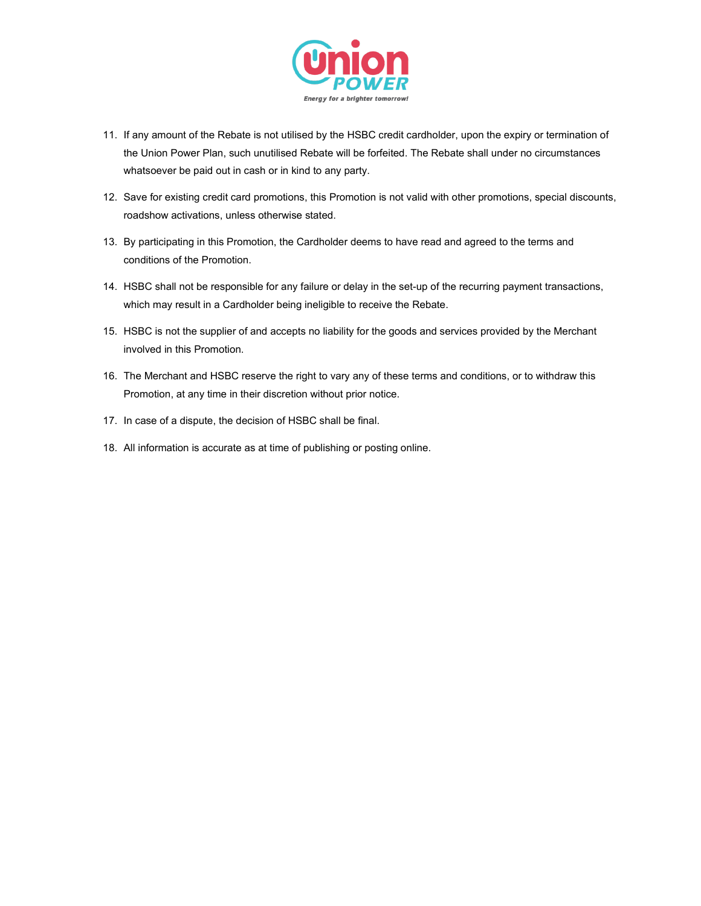11. If any amount of the Rebate is not utilised by the HSBC credit cardholder, upon the expiry or termination of the Union Power Plan, such unutilised Rebate will be forfeited. The Rebate shall under no circumstances whatsoever be paid out in cash or in kind to any party.
12. Save for existing credit card promotions, this Promotion is not valid with other promotions, special discounts, roadshow activations, unless otherwise stated.
13. By participating in this Promotion, the Cardholder deems to have read and agreed to the terms and conditions of the Promotion.
14. HSBC shall not be responsible for any failure or delay in the set-up of the recurring payment transactions, which may result in a Cardholder being ineligible to receive the Rebate.
15. HSBC is not the supplier of and accepts no liability for the goods and services provided by the Merchant involved in this Promotion.
16. The Merchant and HSBC reserve the right to vary any of these terms and conditions, or to withdraw this Promotion, at any time in their discretion without prior notice.
17. In case of a dispute, the decision of HSBC shall be final.
18. All information is accurate as at time of publishing or posting online.